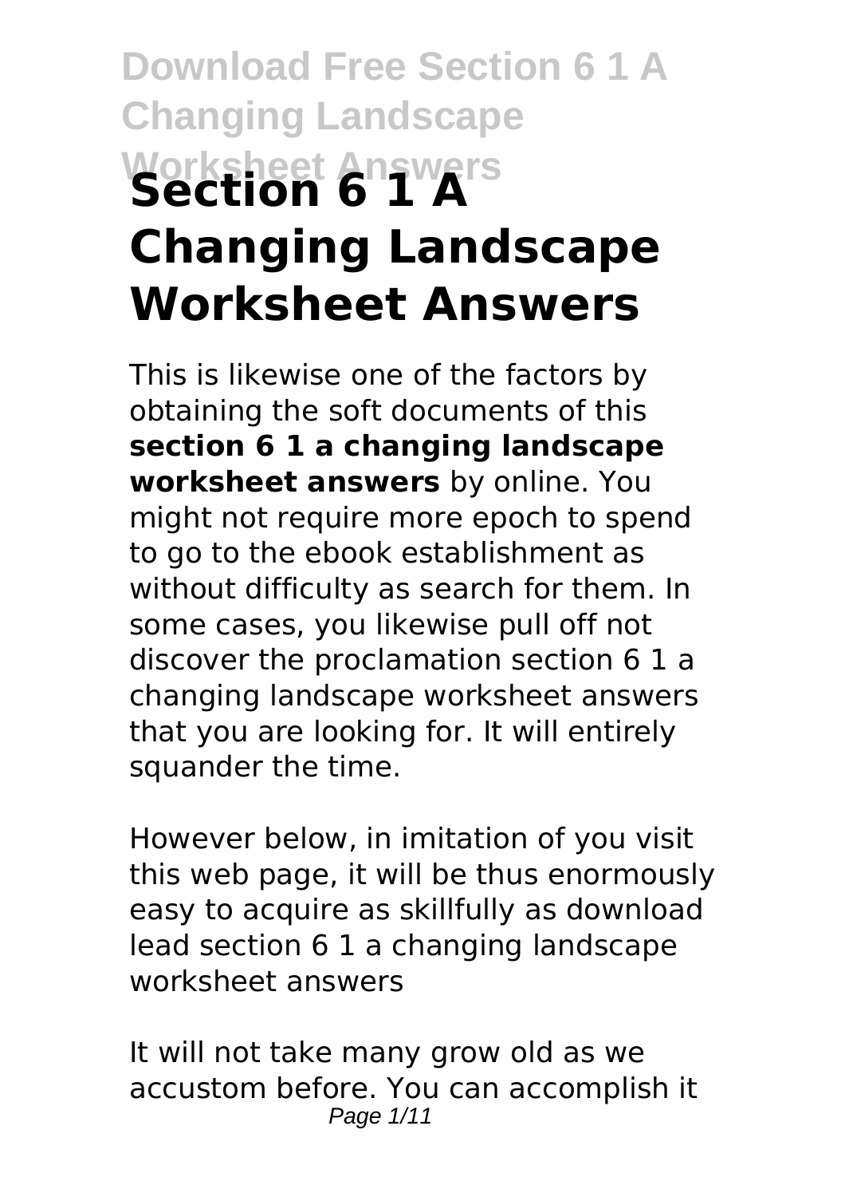# Section 6 1 A Changing Landscape Worksheet Answers

This is likewise one of the factors by obtaining the soft documents of this **section 6 1 a changing landscape worksheet answers** by online. You might not require more epoch to spend to go to the ebook establishment as without difficulty as search for them. In some cases, you likewise pull off not discover the proclamation section 6 1 a changing landscape worksheet answers that you are looking for. It will entirely squander the time.

However below, in imitation of you visit this web page, it will be thus enormously easy to acquire as skillfully as download lead section 6 1 a changing landscape worksheet answers

It will not take many grow old as we accustom before. You can accomplish it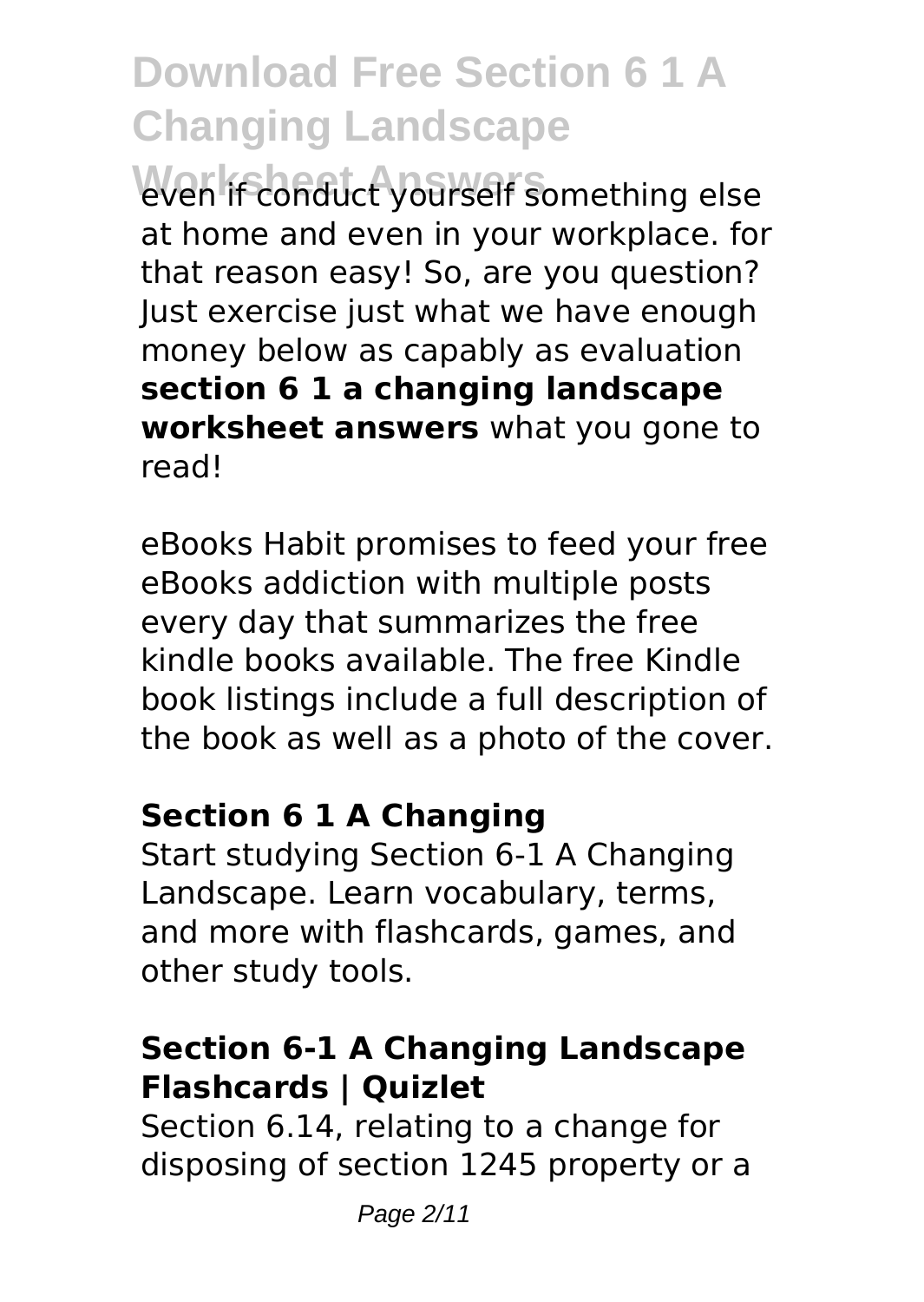even if conduct yourself something else at home and even in your workplace. for that reason easy! So, are you question? Just exercise just what we have enough money below as capably as evaluation **section 6 1 a changing landscape worksheet answers** what you gone to read!

eBooks Habit promises to feed your free eBooks addiction with multiple posts every day that summarizes the free kindle books available. The free Kindle book listings include a full description of the book as well as a photo of the cover.

### Section 6 1 A Changing

Start studying Section 6-1 A Changing Landscape. Learn vocabulary, terms, and more with flashcards, games, and other study tools.

### Section 6-1 A Changing Landscape Flashcards | Quizlet

Section 6.14, relating to a change for disposing of section 1245 property or a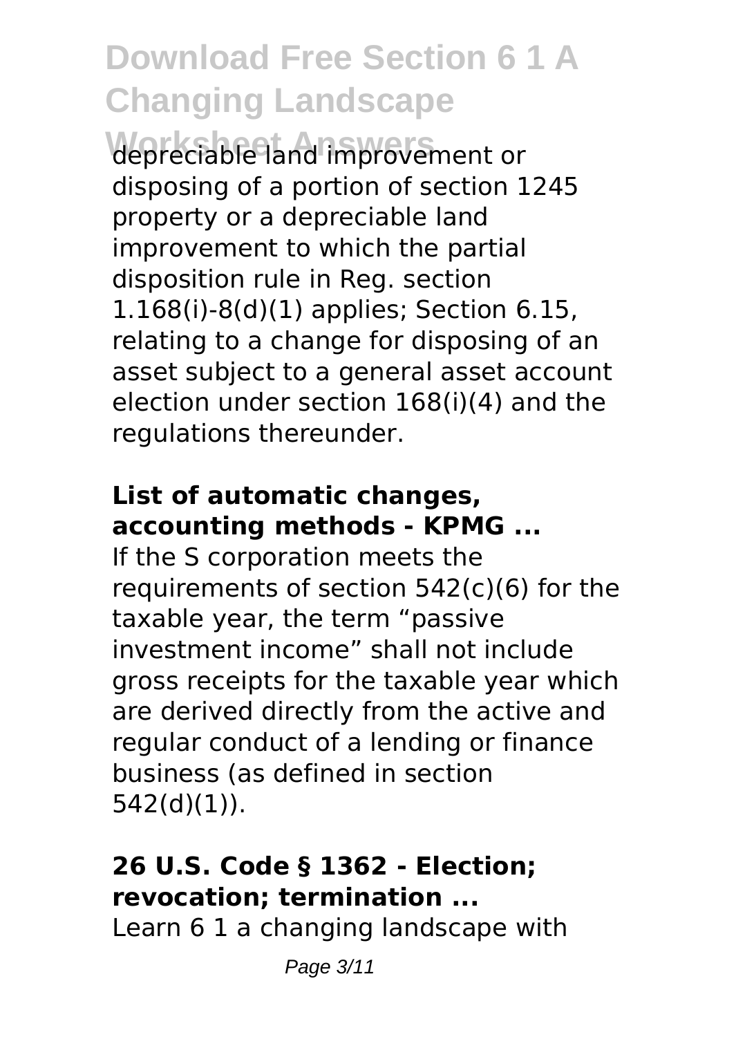depreciable land improvement or disposing of a portion of section 1245 property or a depreciable land improvement to which the partial disposition rule in Reg. section 1.168(i)-8(d)(1) applies; Section 6.15, relating to a change for disposing of an asset subject to a general asset account election under section 168(i)(4) and the regulations thereunder.

### List of automatic changes, accounting methods - KPMG ...

If the S corporation meets the requirements of section 542(c)(6) for the taxable year, the term "passive investment income" shall not include gross receipts for the taxable year which are derived directly from the active and regular conduct of a lending or finance business (as defined in section 542(d)(1)).

### 26 U.S. Code § 1362 - Election; revocation; termination ...

Learn 6 1 a changing landscape with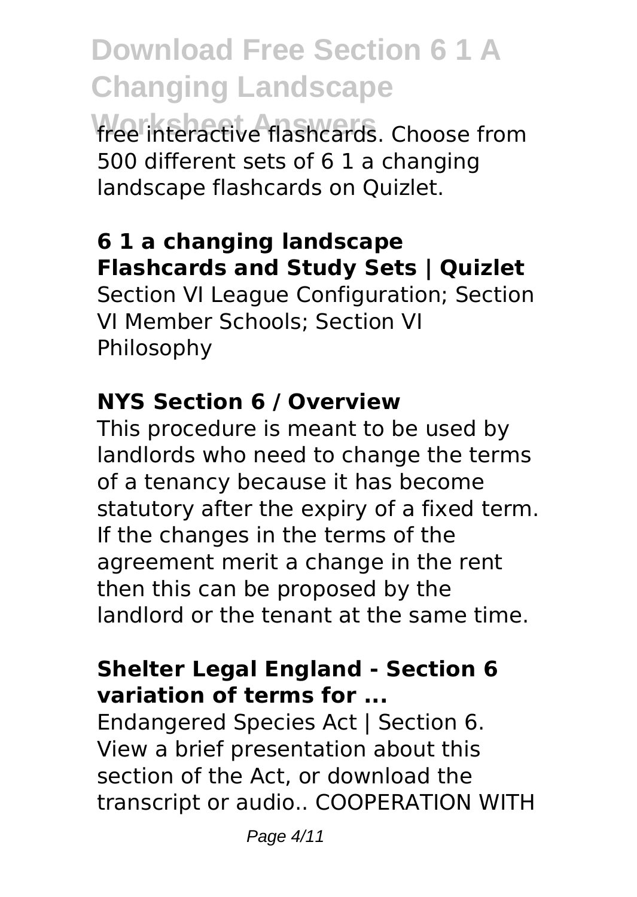free interactive flashcards. Choose from 500 different sets of 6 1 a changing landscape flashcards on Quizlet.

## 6 1 a changing landscape Flashcards and Study Sets | Quizlet

Section VI League Configuration; Section VI Member Schools; Section VI Philosophy

## NYS Section 6 / Overview

This procedure is meant to be used by landlords who need to change the terms of a tenancy because it has become statutory after the expiry of a fixed term. If the changes in the terms of the agreement merit a change in the rent then this can be proposed by the landlord or the tenant at the same time.

## Shelter Legal England - Section 6 variation of terms for ...

Endangered Species Act | Section 6. View a brief presentation about this section of the Act, or download the transcript or audio.. COOPERATION WITH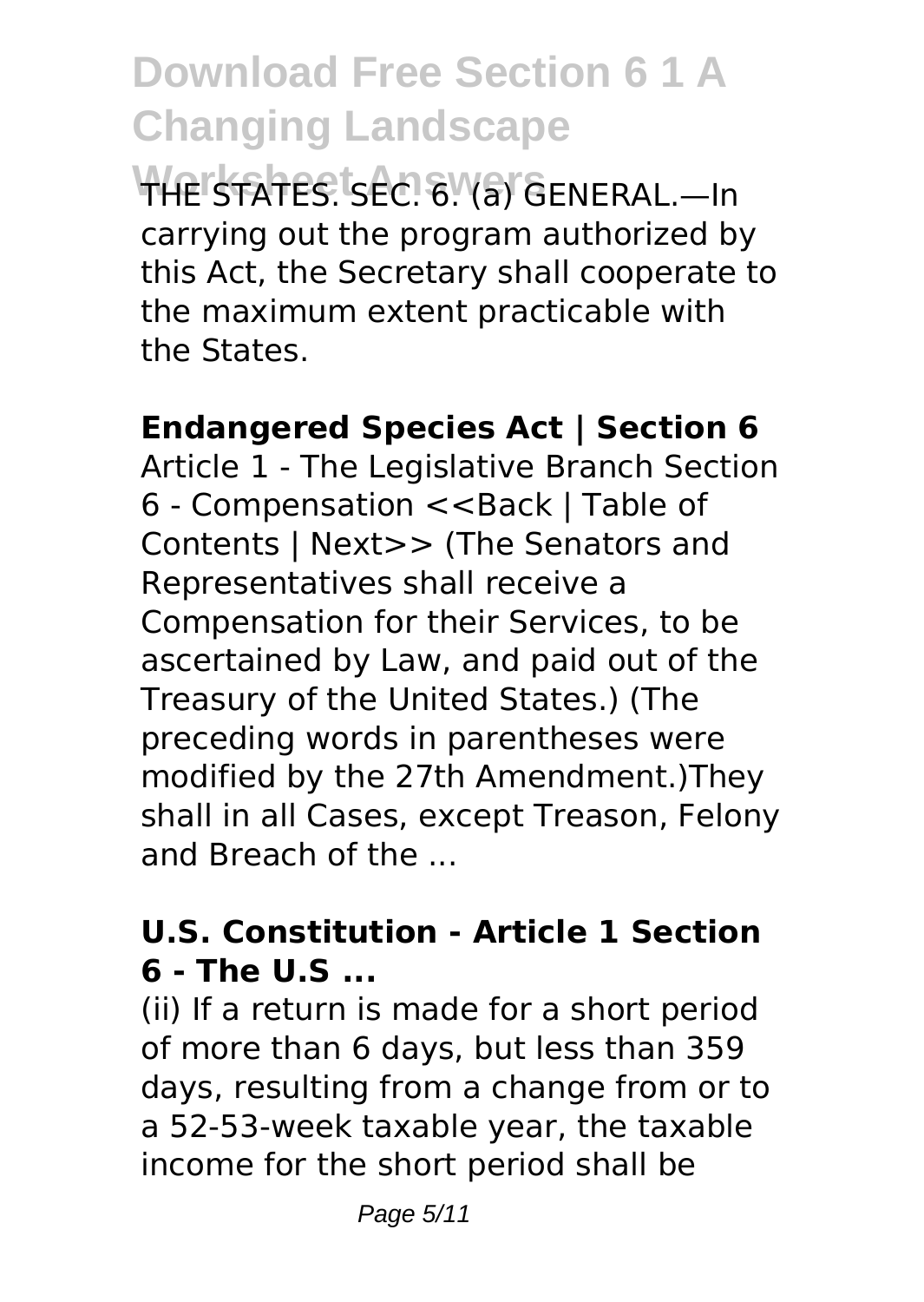THE STATES. SEC. 6. (a) GENERAL.—In carrying out the program authorized by this Act, the Secretary shall cooperate to the maximum extent practicable with the States.

**Endangered Species Act | Section 6**

Article 1 - The Legislative Branch Section 6 - Compensation <<Back | Table of Contents | Next>> (The Senators and Representatives shall receive a Compensation for their Services, to be ascertained by Law, and paid out of the Treasury of the United States.) (The preceding words in parentheses were modified by the 27th Amendment.)They shall in all Cases, except Treason, Felony and Breach of the ...

**U.S. Constitution - Article 1 Section 6 - The U.S ...**

(ii) If a return is made for a short period of more than 6 days, but less than 359 days, resulting from a change from or to a 52-53-week taxable year, the taxable income for the short period shall be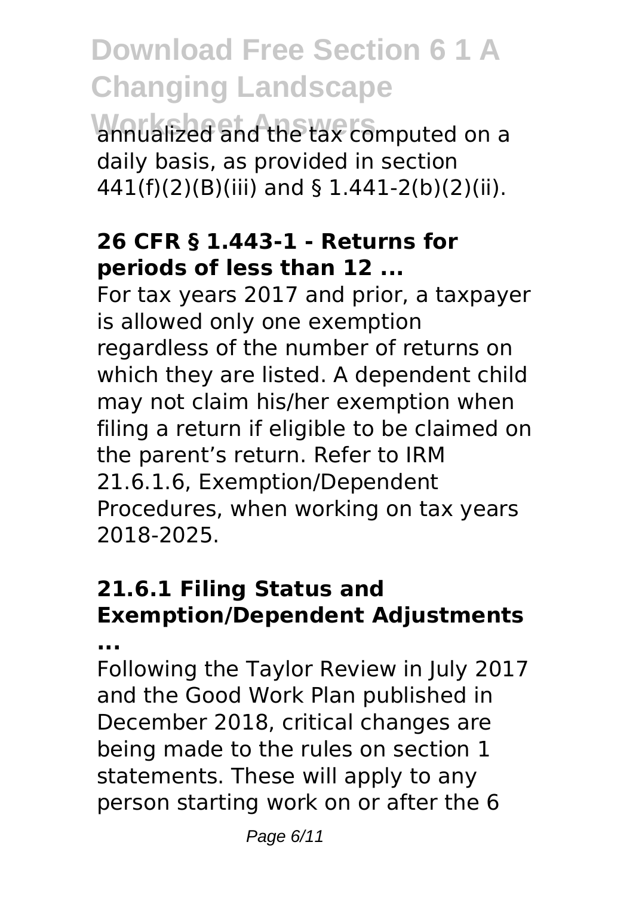annualized and the tax computed on a daily basis, as provided in section 441(f)(2)(B)(iii) and § 1.441-2(b)(2)(ii).

### 26 CFR § 1.443-1 - Returns for periods of less than 12 ...

For tax years 2017 and prior, a taxpayer is allowed only one exemption regardless of the number of returns on which they are listed. A dependent child may not claim his/her exemption when filing a return if eligible to be claimed on the parent's return. Refer to IRM 21.6.1.6, Exemption/Dependent Procedures, when working on tax years 2018-2025.

### 21.6.1 Filing Status and Exemption/Dependent Adjustments ...

Following the Taylor Review in July 2017 and the Good Work Plan published in December 2018, critical changes are being made to the rules on section 1 statements. These will apply to any person starting work on or after the 6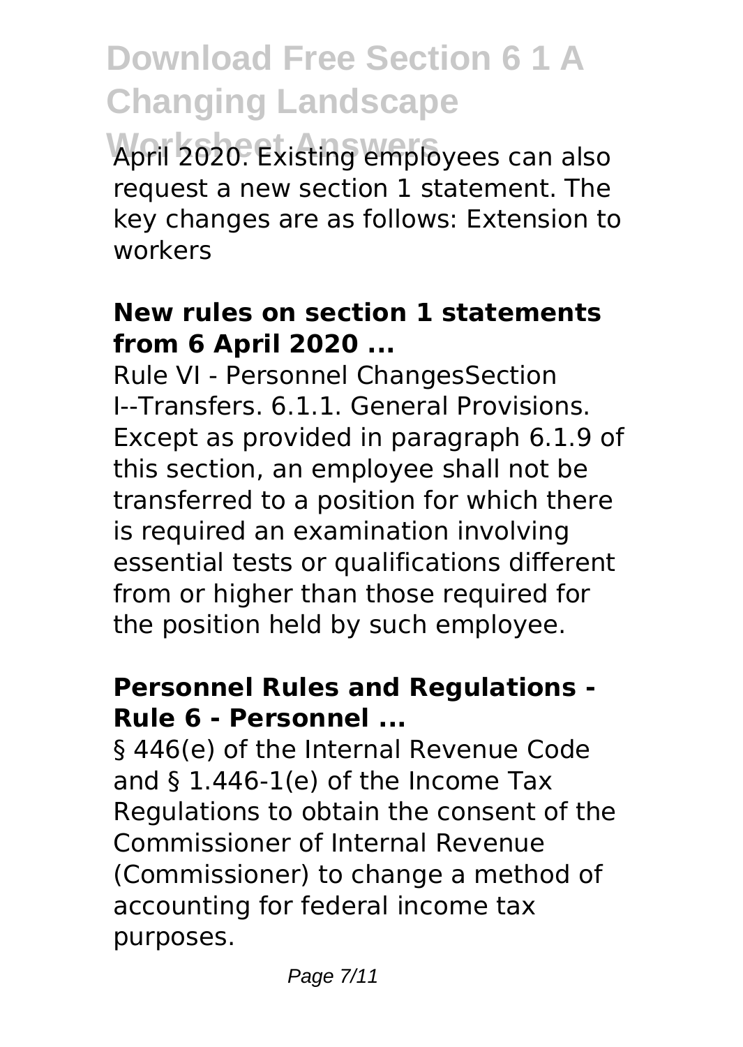April 2020. Existing employees can also request a new section 1 statement. The key changes are as follows: Extension to workers

### New rules on section 1 statements from 6 April 2020 ...

Rule VI - Personnel ChangesSection I--Transfers. 6.1.1. General Provisions. Except as provided in paragraph 6.1.9 of this section, an employee shall not be transferred to a position for which there is required an examination involving essential tests or qualifications different from or higher than those required for the position held by such employee.

### Personnel Rules and Regulations - Rule 6 - Personnel ...

§ 446(e) of the Internal Revenue Code and § 1.446-1(e) of the Income Tax Regulations to obtain the consent of the Commissioner of Internal Revenue (Commissioner) to change a method of accounting for federal income tax purposes.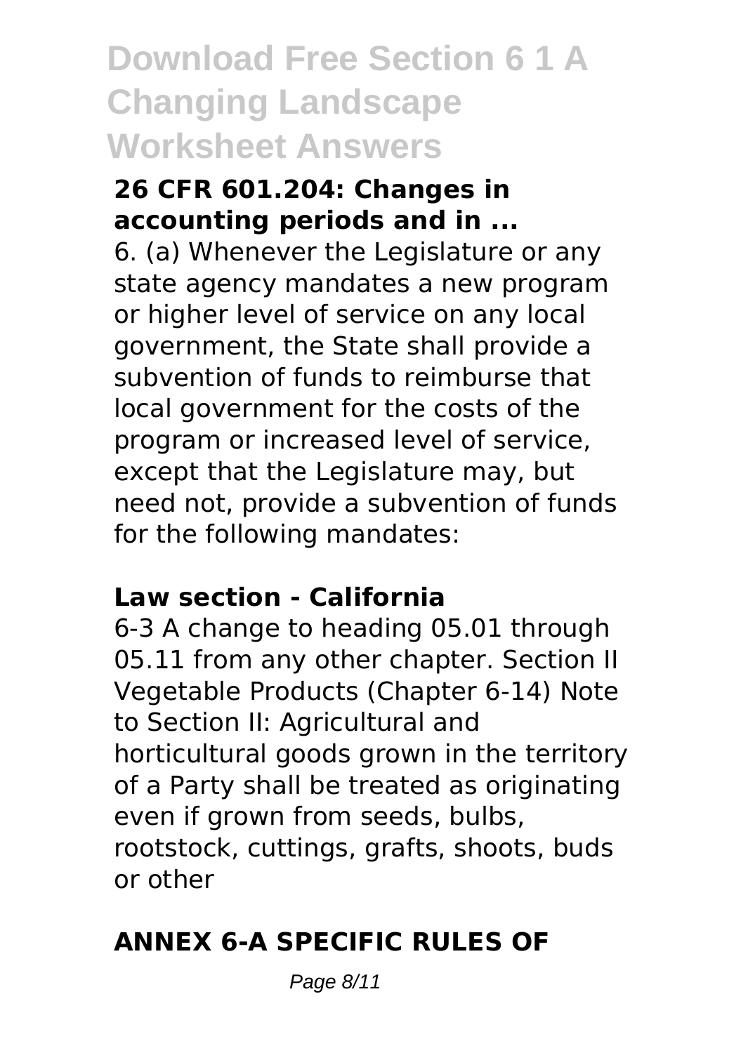# Download Free Section 6 1 A Changing Landscape Worksheet Answers

### 26 CFR 601.204: Changes in accounting periods and in ...

6. (a) Whenever the Legislature or any state agency mandates a new program or higher level of service on any local government, the State shall provide a subvention of funds to reimburse that local government for the costs of the program or increased level of service, except that the Legislature may, but need not, provide a subvention of funds for the following mandates:

### Law section - California

6-3 A change to heading 05.01 through 05.11 from any other chapter. Section II Vegetable Products (Chapter 6-14) Note to Section II: Agricultural and horticultural goods grown in the territory of a Party shall be treated as originating even if grown from seeds, bulbs, rootstock, cuttings, grafts, shoots, buds or other

### ANNEX 6-A SPECIFIC RULES OF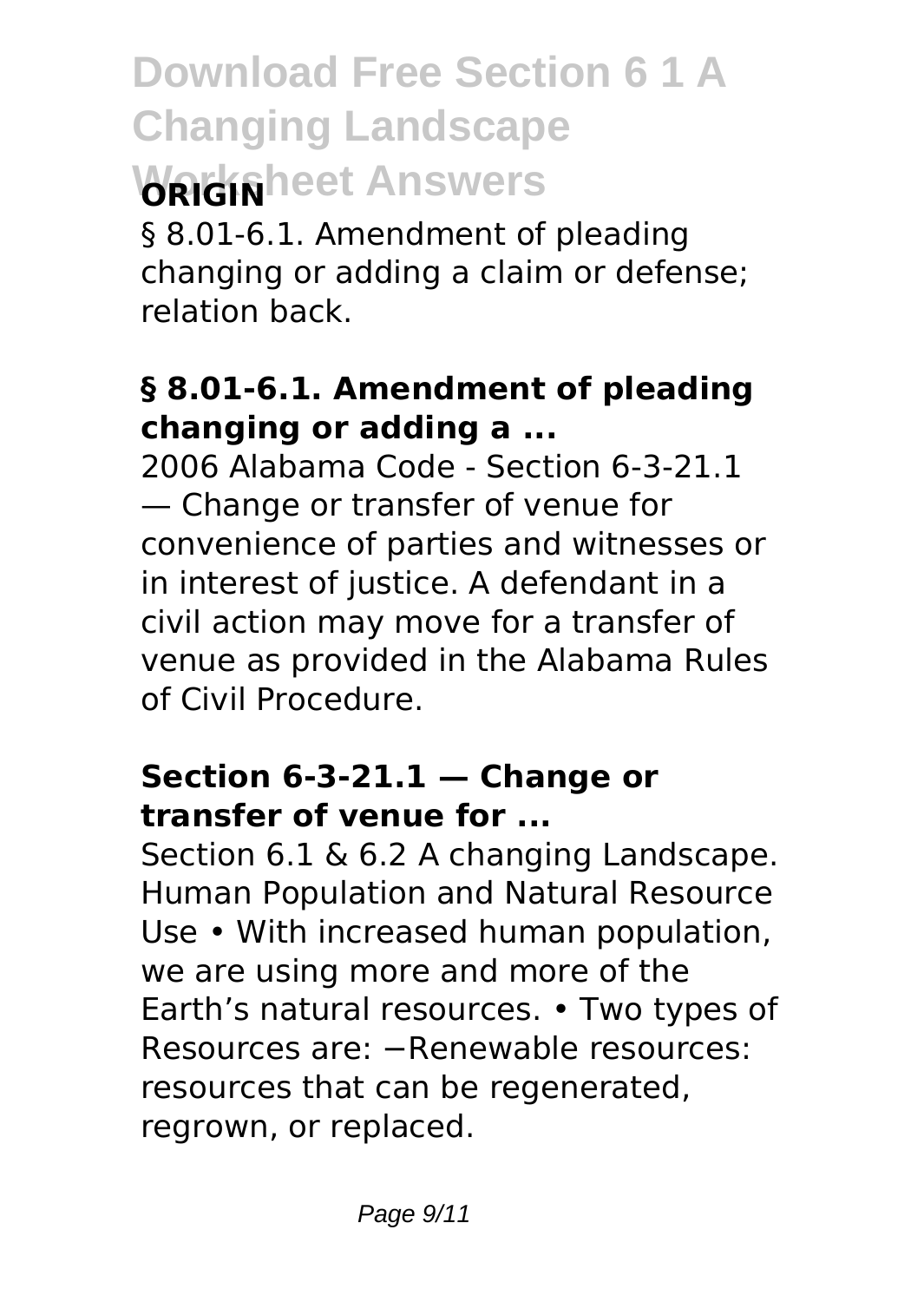**ORIGIN**

§ 8.01-6.1. Amendment of pleading changing or adding a claim or defense; relation back.

### § 8.01-6.1. Amendment of pleading changing or adding a ...

2006 Alabama Code - Section 6-3-21.1 — Change or transfer of venue for convenience of parties and witnesses or in interest of justice. A defendant in a civil action may move for a transfer of venue as provided in the Alabama Rules of Civil Procedure.

### Section 6-3-21.1 — Change or transfer of venue for ...

Section 6.1 & 6.2 A changing Landscape. Human Population and Natural Resource Use • With increased human population, we are using more and more of the Earth's natural resources. • Two types of Resources are: −Renewable resources: resources that can be regenerated, regrown, or replaced.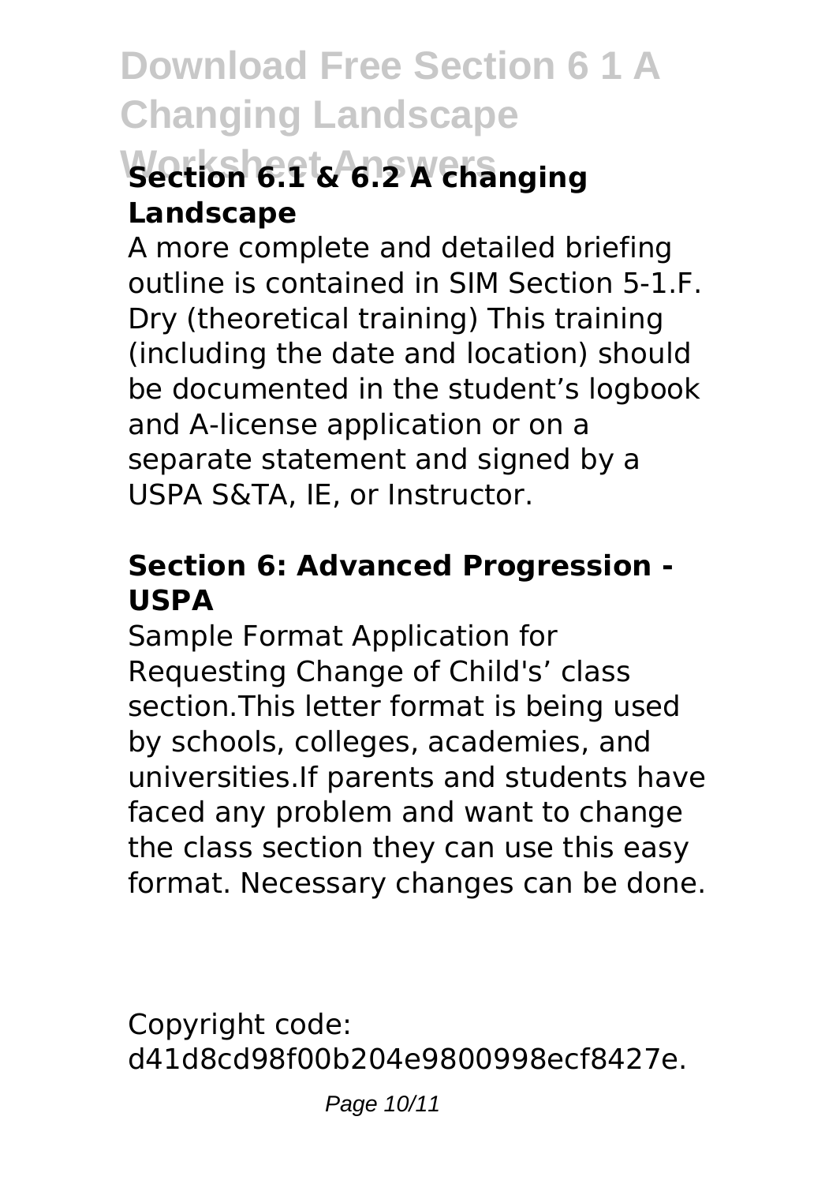### Section 6.1 & 6.2 A changing Landscape

A more complete and detailed briefing outline is contained in SIM Section 5-1.F. Dry (theoretical training) This training (including the date and location) should be documented in the student's logbook and A-license application or on a separate statement and signed by a USPA S&TA, IE, or Instructor.

### Section 6: Advanced Progression - USPA

Sample Format Application for Requesting Change of Child's' class section.This letter format is being used by schools, colleges, academies, and universities.If parents and students have faced any problem and want to change the class section they can use this easy format. Necessary changes can be done.

Copyright code: d41d8cd98f00b204e9800998ecf8427e.